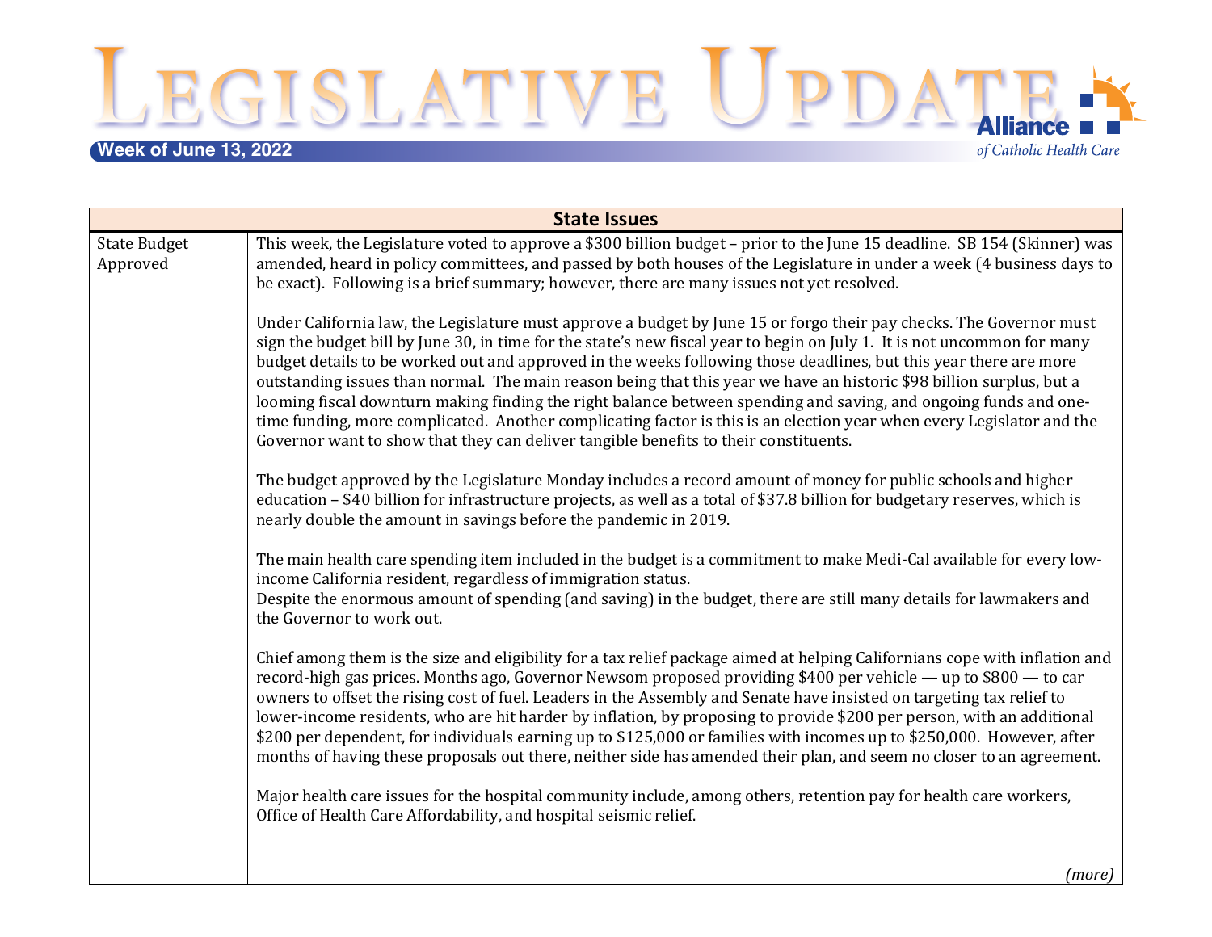# Legislative Update

**Week of June 13, 2022**

Alliance of Catholic Health Care

| State Issues | |
|---|---|
| State Budget Approved | This week, the Legislature voted to approve a $300 billion budget – prior to the June 15 deadline. SB 154 (Skinner) was amended, heard in policy committees, and passed by both houses of the Legislature in under a week (4 business days to be exact). Following is a brief summary; however, there are many issues not yet resolved.<br><br>Under California law, the Legislature must approve a budget by June 15 or forgo their pay checks. The Governor must sign the budget bill by June 30, in time for the state's new fiscal year to begin on July 1. It is not uncommon for many budget details to be worked out and approved in the weeks following those deadlines, but this year there are more outstanding issues than normal. The main reason being that this year we have an historic $98 billion surplus, but a looming fiscal downturn making finding the right balance between spending and saving, and ongoing funds and one-time funding, more complicated. Another complicating factor is this is an election year when every Legislator and the Governor want to show that they can deliver tangible benefits to their constituents.<br><br>The budget approved by the Legislature Monday includes a record amount of money for public schools and higher education – $40 billion for infrastructure projects, as well as a total of $37.8 billion for budgetary reserves, which is nearly double the amount in savings before the pandemic in 2019.<br><br>The main health care spending item included in the budget is a commitment to make Medi-Cal available for every low-income California resident, regardless of immigration status.<br>Despite the enormous amount of spending (and saving) in the budget, there are still many details for lawmakers and the Governor to work out.<br><br>Chief among them is the size and eligibility for a tax relief package aimed at helping Californians cope with inflation and record-high gas prices. Months ago, Governor Newsom proposed providing $400 per vehicle — up to $800 — to car owners to offset the rising cost of fuel. Leaders in the Assembly and Senate have insisted on targeting tax relief to lower-income residents, who are hit harder by inflation, by proposing to provide $200 per person, with an additional $200 per dependent, for individuals earning up to $125,000 or families with incomes up to $250,000. However, after months of having these proposals out there, neither side has amended their plan, and seem no closer to an agreement.<br><br>Major health care issues for the hospital community include, among others, retention pay for health care workers, Office of Health Care Affordability, and hospital seismic relief.<br><br>*(more)* |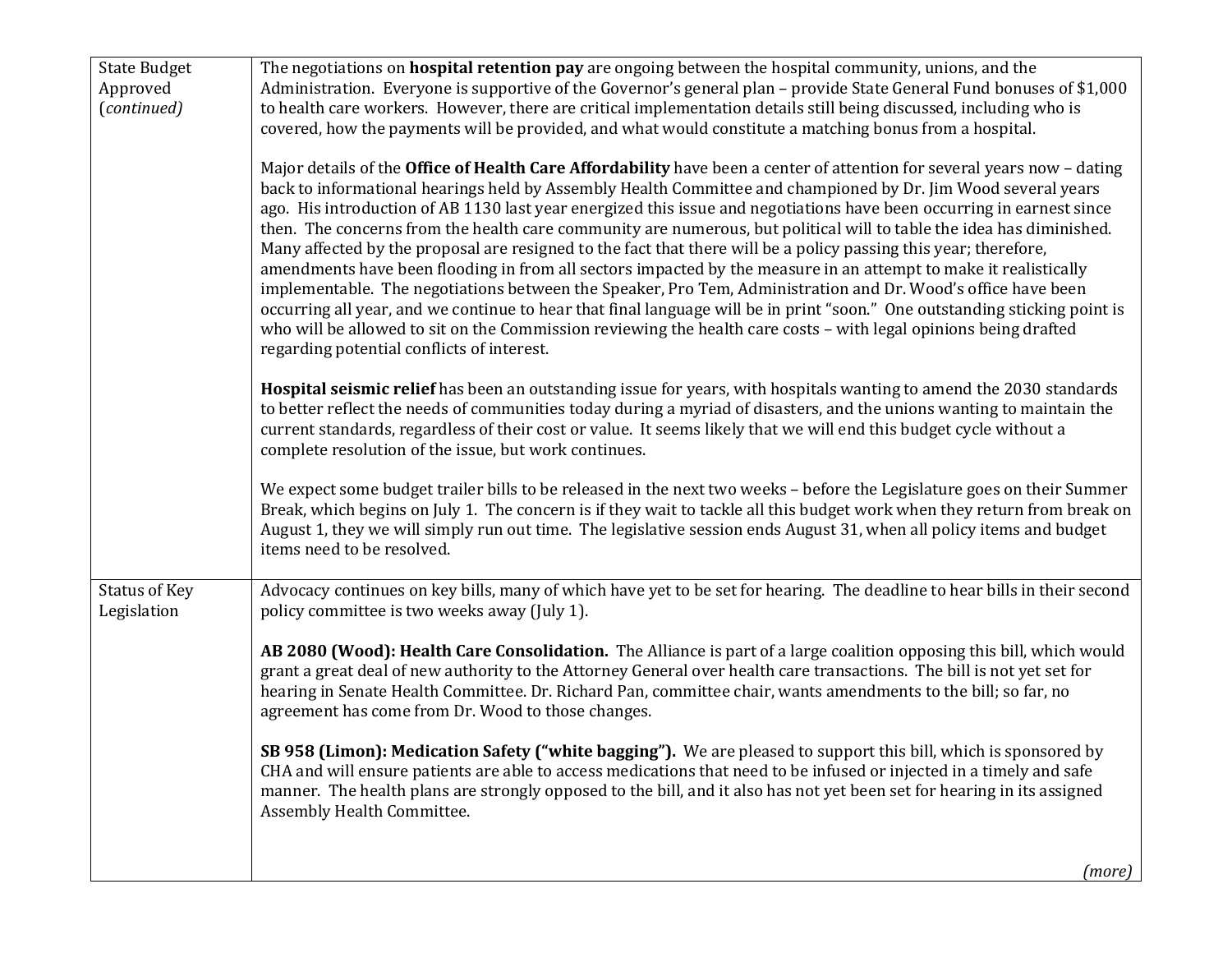| | |
|---|---|
| State Budget Approved (*continued*) | The negotiations on **hospital retention pay** are ongoing between the hospital community, unions, and the Administration. Everyone is supportive of the Governor's general plan – provide State General Fund bonuses of $1,000 to health care workers. However, there are critical implementation details still being discussed, including who is covered, how the payments will be provided, and what would constitute a matching bonus from a hospital.<br><br>Major details of the **Office of Health Care Affordability** have been a center of attention for several years now – dating back to informational hearings held by Assembly Health Committee and championed by Dr. Jim Wood several years ago. His introduction of AB 1130 last year energized this issue and negotiations have been occurring in earnest since then. The concerns from the health care community are numerous, but political will to table the idea has diminished. Many affected by the proposal are resigned to the fact that there will be a policy passing this year; therefore, amendments have been flooding in from all sectors impacted by the measure in an attempt to make it realistically implementable. The negotiations between the Speaker, Pro Tem, Administration and Dr. Wood's office have been occurring all year, and we continue to hear that final language will be in print "soon." One outstanding sticking point is who will be allowed to sit on the Commission reviewing the health care costs – with legal opinions being drafted regarding potential conflicts of interest.<br><br>**Hospital seismic relief** has been an outstanding issue for years, with hospitals wanting to amend the 2030 standards to better reflect the needs of communities today during a myriad of disasters, and the unions wanting to maintain the current standards, regardless of their cost or value. It seems likely that we will end this budget cycle without a complete resolution of the issue, but work continues.<br><br>We expect some budget trailer bills to be released in the next two weeks – before the Legislature goes on their Summer Break, which begins on July 1. The concern is if they wait to tackle all this budget work when they return from break on August 1, they we will simply run out time. The legislative session ends August 31, when all policy items and budget items need to be resolved. |
| Status of Key Legislation | Advocacy continues on key bills, many of which have yet to be set for hearing. The deadline to hear bills in their second policy committee is two weeks away (July 1).<br><br>**AB 2080 (Wood): Health Care Consolidation.** The Alliance is part of a large coalition opposing this bill, which would grant a great deal of new authority to the Attorney General over health care transactions. The bill is not yet set for hearing in Senate Health Committee. Dr. Richard Pan, committee chair, wants amendments to the bill; so far, no agreement has come from Dr. Wood to those changes.<br><br>**SB 958 (Limon): Medication Safety ("white bagging").** We are pleased to support this bill, which is sponsored by CHA and will ensure patients are able to access medications that need to be infused or injected in a timely and safe manner. The health plans are strongly opposed to the bill, and it also has not yet been set for hearing in its assigned Assembly Health Committee.<br><br>*(more)* |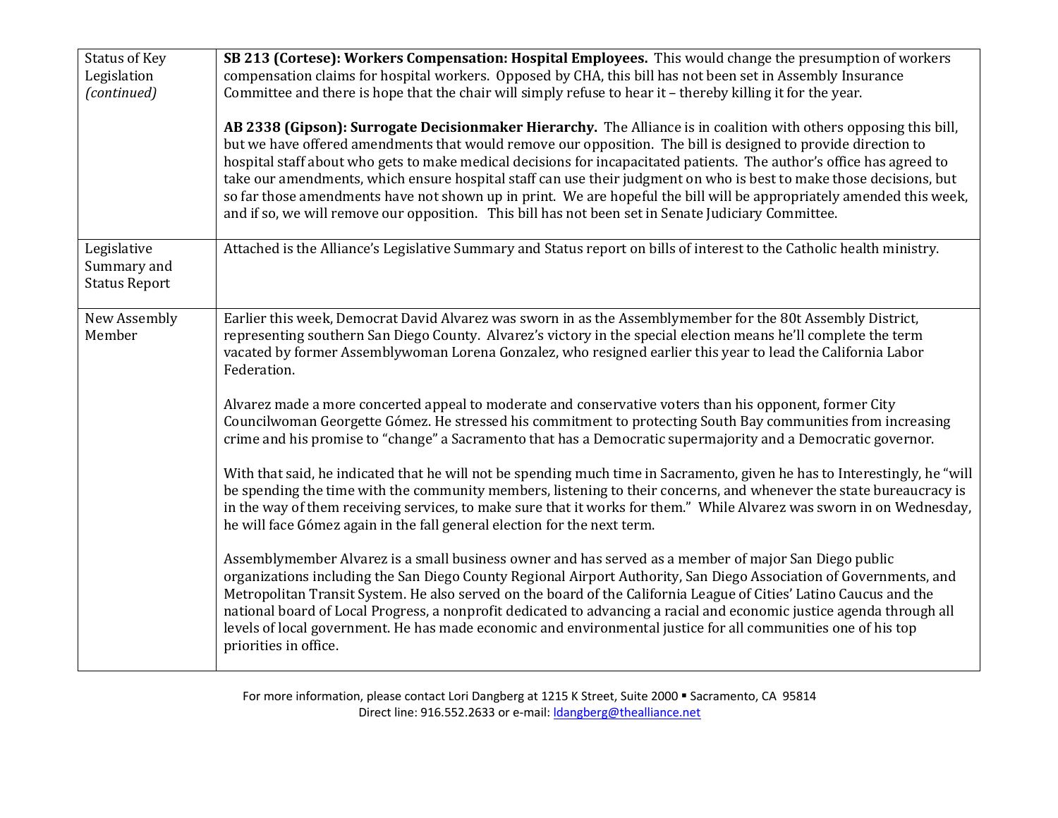| Status of Key Legislation *(continued)* | **SB 213 (Cortese): Workers Compensation: Hospital Employees.** This would change the presumption of workers compensation claims for hospital workers. Opposed by CHA, this bill has not been set in Assembly Insurance Committee and there is hope that the chair will simply refuse to hear it – thereby killing it for the year.<br><br>**AB 2338 (Gipson): Surrogate Decisionmaker Hierarchy.** The Alliance is in coalition with others opposing this bill, but we have offered amendments that would remove our opposition. The bill is designed to provide direction to hospital staff about who gets to make medical decisions for incapacitated patients. The author's office has agreed to take our amendments, which ensure hospital staff can use their judgment on who is best to make those decisions, but so far those amendments have not shown up in print. We are hopeful the bill will be appropriately amended this week, and if so, we will remove our opposition. This bill has not been set in Senate Judiciary Committee. |
|---|---|
| Legislative Summary and Status Report | Attached is the Alliance's Legislative Summary and Status report on bills of interest to the Catholic health ministry. |
| New Assembly Member | Earlier this week, Democrat David Alvarez was sworn in as the Assemblymember for the 80t Assembly District, representing southern San Diego County. Alvarez's victory in the special election means he'll complete the term vacated by former Assemblywoman Lorena Gonzalez, who resigned earlier this year to lead the California Labor Federation.<br><br>Alvarez made a more concerted appeal to moderate and conservative voters than his opponent, former City Councilwoman Georgette Gómez. He stressed his commitment to protecting South Bay communities from increasing crime and his promise to "change" a Sacramento that has a Democratic supermajority and a Democratic governor.<br><br>With that said, he indicated that he will not be spending much time in Sacramento, given he has to Interestingly, he "will be spending the time with the community members, listening to their concerns, and whenever the state bureaucracy is in the way of them receiving services, to make sure that it works for them." While Alvarez was sworn in on Wednesday, he will face Gómez again in the fall general election for the next term.<br><br>Assemblymember Alvarez is a small business owner and has served as a member of major San Diego public organizations including the San Diego County Regional Airport Authority, San Diego Association of Governments, and Metropolitan Transit System. He also served on the board of the California League of Cities' Latino Caucus and the national board of Local Progress, a nonprofit dedicated to advancing a racial and economic justice agenda through all levels of local government. He has made economic and environmental justice for all communities one of his top priorities in office. |

For more information, please contact Lori Dangberg at 1215 K Street, Suite 2000 ▪ Sacramento, CA 95814
Direct line: 916.552.2633 or e-mail: ldangberg@thealliance.net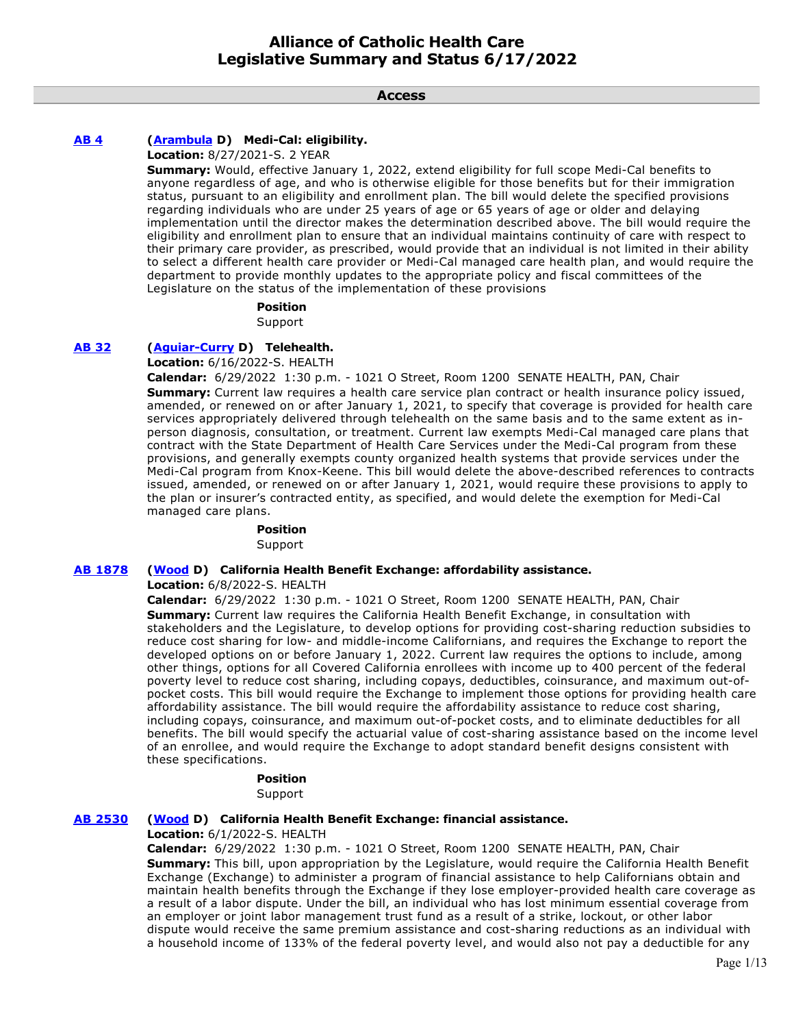# Alliance of Catholic Health Care
# Legislative Summary and Status 6/17/2022

## Access

**AB 4** **(Arambula D) Medi-Cal: eligibility.**

**Location:** 8/27/2021-S. 2 YEAR

**Summary:** Would, effective January 1, 2022, extend eligibility for full scope Medi-Cal benefits to anyone regardless of age, and who is otherwise eligible for those benefits but for their immigration status, pursuant to an eligibility and enrollment plan. The bill would delete the specified provisions regarding individuals who are under 25 years of age or 65 years of age or older and delaying implementation until the director makes the determination described above. The bill would require the eligibility and enrollment plan to ensure that an individual maintains continuity of care with respect to their primary care provider, as prescribed, would provide that an individual is not limited in their ability to select a different health care provider or Medi-Cal managed care health plan, and would require the department to provide monthly updates to the appropriate policy and fiscal committees of the Legislature on the status of the implementation of these provisions

**Position**
Support

**AB 32** **(Aguiar-Curry D) Telehealth.**

**Location:** 6/16/2022-S. HEALTH

**Calendar:** 6/29/2022 1:30 p.m. - 1021 O Street, Room 1200 SENATE HEALTH, PAN, Chair

**Summary:** Current law requires a health care service plan contract or health insurance policy issued, amended, or renewed on or after January 1, 2021, to specify that coverage is provided for health care services appropriately delivered through telehealth on the same basis and to the same extent as in-person diagnosis, consultation, or treatment. Current law exempts Medi-Cal managed care plans that contract with the State Department of Health Care Services under the Medi-Cal program from these provisions, and generally exempts county organized health systems that provide services under the Medi-Cal program from Knox-Keene. This bill would delete the above-described references to contracts issued, amended, or renewed on or after January 1, 2021, would require these provisions to apply to the plan or insurer's contracted entity, as specified, and would delete the exemption for Medi-Cal managed care plans.

**Position**
Support

**AB 1878** **(Wood D) California Health Benefit Exchange: affordability assistance.**

**Location:** 6/8/2022-S. HEALTH

**Calendar:** 6/29/2022 1:30 p.m. - 1021 O Street, Room 1200 SENATE HEALTH, PAN, Chair

**Summary:** Current law requires the California Health Benefit Exchange, in consultation with stakeholders and the Legislature, to develop options for providing cost-sharing reduction subsidies to reduce cost sharing for low- and middle-income Californians, and requires the Exchange to report the developed options on or before January 1, 2022. Current law requires the options to include, among other things, options for all Covered California enrollees with income up to 400 percent of the federal poverty level to reduce cost sharing, including copays, deductibles, coinsurance, and maximum out-of-pocket costs. This bill would require the Exchange to implement those options for providing health care affordability assistance. The bill would require the affordability assistance to reduce cost sharing, including copays, coinsurance, and maximum out-of-pocket costs, and to eliminate deductibles for all benefits. The bill would specify the actuarial value of cost-sharing assistance based on the income level of an enrollee, and would require the Exchange to adopt standard benefit designs consistent with these specifications.

**Position**
Support

**AB 2530** **(Wood D) California Health Benefit Exchange: financial assistance.**

**Location:** 6/1/2022-S. HEALTH

**Calendar:** 6/29/2022 1:30 p.m. - 1021 O Street, Room 1200 SENATE HEALTH, PAN, Chair

**Summary:** This bill, upon appropriation by the Legislature, would require the California Health Benefit Exchange (Exchange) to administer a program of financial assistance to help Californians obtain and maintain health benefits through the Exchange if they lose employer-provided health care coverage as a result of a labor dispute. Under the bill, an individual who has lost minimum essential coverage from an employer or joint labor management trust fund as a result of a strike, lockout, or other labor dispute would receive the same premium assistance and cost-sharing reductions as an individual with a household income of 133% of the federal poverty level, and would also not pay a deductible for any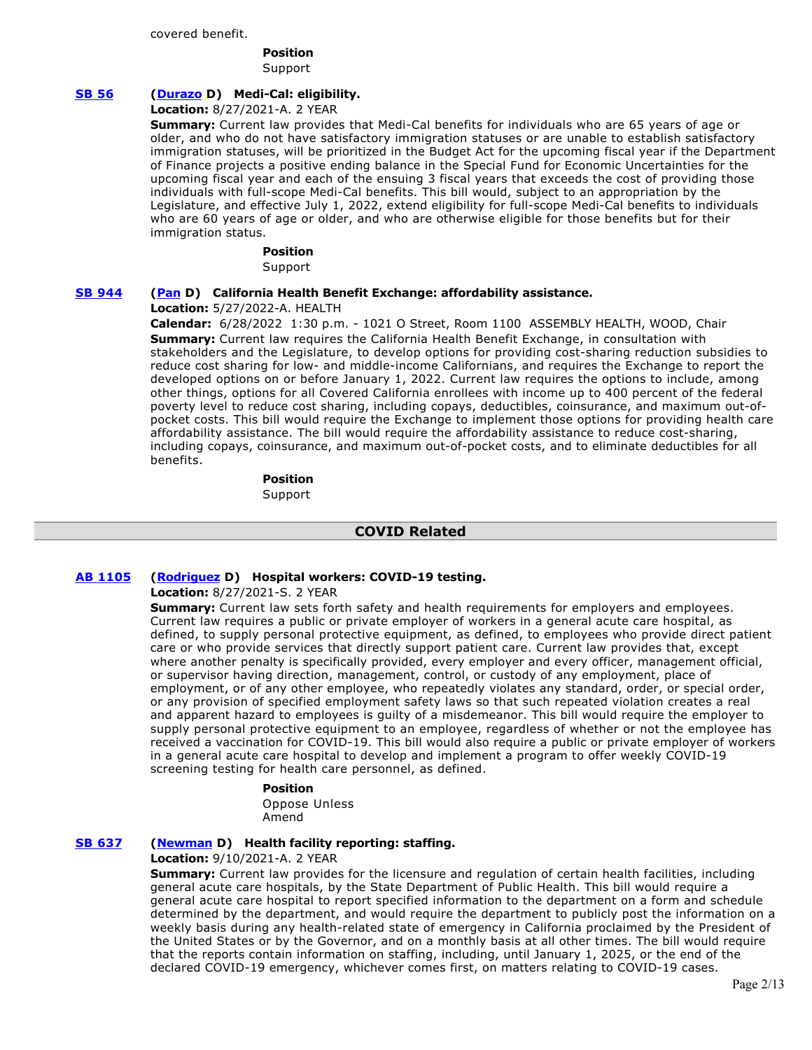covered benefit.

**Position**
Support

**SB 56** (**Durazo** D) **Medi-Cal: eligibility.**

**Location:** 8/27/2021-A. 2 YEAR

**Summary:** Current law provides that Medi-Cal benefits for individuals who are 65 years of age or older, and who do not have satisfactory immigration statuses or are unable to establish satisfactory immigration statuses, will be prioritized in the Budget Act for the upcoming fiscal year if the Department of Finance projects a positive ending balance in the Special Fund for Economic Uncertainties for the upcoming fiscal year and each of the ensuing 3 fiscal years that exceeds the cost of providing those individuals with full-scope Medi-Cal benefits. This bill would, subject to an appropriation by the Legislature, and effective July 1, 2022, extend eligibility for full-scope Medi-Cal benefits to individuals who are 60 years of age or older, and who are otherwise eligible for those benefits but for their immigration status.

**Position**
Support

**SB 944** (**Pan** D) **California Health Benefit Exchange: affordability assistance.**

**Location:** 5/27/2022-A. HEALTH

**Calendar:** 6/28/2022 1:30 p.m. - 1021 O Street, Room 1100 ASSEMBLY HEALTH, WOOD, Chair

**Summary:** Current law requires the California Health Benefit Exchange, in consultation with stakeholders and the Legislature, to develop options for providing cost-sharing reduction subsidies to reduce cost sharing for low- and middle-income Californians, and requires the Exchange to report the developed options on or before January 1, 2022. Current law requires the options to include, among other things, options for all Covered California enrollees with income up to 400 percent of the federal poverty level to reduce cost sharing, including copays, deductibles, coinsurance, and maximum out-of-pocket costs. This bill would require the Exchange to implement those options for providing health care affordability assistance. The bill would require the affordability assistance to reduce cost-sharing, including copays, coinsurance, and maximum out-of-pocket costs, and to eliminate deductibles for all benefits.

**Position**
Support

## COVID Related

**AB 1105** (**Rodriguez** D) **Hospital workers: COVID-19 testing.**

**Location:** 8/27/2021-S. 2 YEAR

**Summary:** Current law sets forth safety and health requirements for employers and employees. Current law requires a public or private employer of workers in a general acute care hospital, as defined, to supply personal protective equipment, as defined, to employees who provide direct patient care or who provide services that directly support patient care. Current law provides that, except where another penalty is specifically provided, every employer and every officer, management official, or supervisor having direction, management, control, or custody of any employment, place of employment, or of any other employee, who repeatedly violates any standard, order, or special order, or any provision of specified employment safety laws so that such repeated violation creates a real and apparent hazard to employees is guilty of a misdemeanor. This bill would require the employer to supply personal protective equipment to an employee, regardless of whether or not the employee has received a vaccination for COVID-19. This bill would also require a public or private employer of workers in a general acute care hospital to develop and implement a program to offer weekly COVID-19 screening testing for health care personnel, as defined.

**Position**
Oppose Unless Amend

**SB 637** (**Newman** D) **Health facility reporting: staffing.**

**Location:** 9/10/2021-A. 2 YEAR

**Summary:** Current law provides for the licensure and regulation of certain health facilities, including general acute care hospitals, by the State Department of Public Health. This bill would require a general acute care hospital to report specified information to the department on a form and schedule determined by the department, and would require the department to publicly post the information on a weekly basis during any health-related state of emergency in California proclaimed by the President of the United States or by the Governor, and on a monthly basis at all other times. The bill would require that the reports contain information on staffing, including, until January 1, 2025, or the end of the declared COVID-19 emergency, whichever comes first, on matters relating to COVID-19 cases.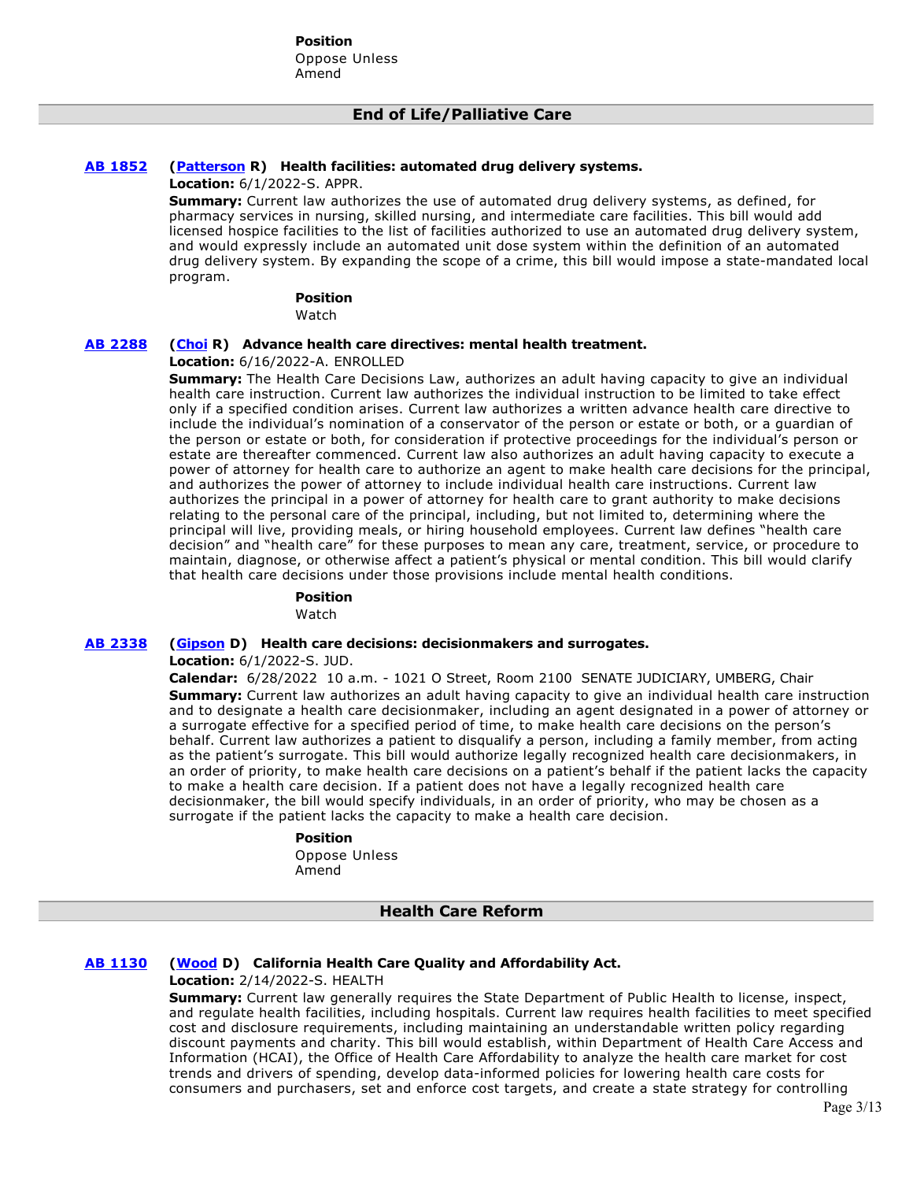**Position**

Oppose Unless Amend

## End of Life/Palliative Care

**[AB 1852](#)** **([Patterson](#) R) Health facilities: automated drug delivery systems.**

**Location:** 6/1/2022-S. APPR.

**Summary:** Current law authorizes the use of automated drug delivery systems, as defined, for pharmacy services in nursing, skilled nursing, and intermediate care facilities. This bill would add licensed hospice facilities to the list of facilities authorized to use an automated drug delivery system, and would expressly include an automated unit dose system within the definition of an automated drug delivery system. By expanding the scope of a crime, this bill would impose a state-mandated local program.

**Position**

Watch

**[AB 2288](#)** **([Choi](#) R) Advance health care directives: mental health treatment.**

**Location:** 6/16/2022-A. ENROLLED

**Summary:** The Health Care Decisions Law, authorizes an adult having capacity to give an individual health care instruction. Current law authorizes the individual instruction to be limited to take effect only if a specified condition arises. Current law authorizes a written advance health care directive to include the individual's nomination of a conservator of the person or estate or both, or a guardian of the person or estate or both, for consideration if protective proceedings for the individual's person or estate are thereafter commenced. Current law also authorizes an adult having capacity to execute a power of attorney for health care to authorize an agent to make health care decisions for the principal, and authorizes the power of attorney to include individual health care instructions. Current law authorizes the principal in a power of attorney for health care to grant authority to make decisions relating to the personal care of the principal, including, but not limited to, determining where the principal will live, providing meals, or hiring household employees. Current law defines "health care decision" and "health care" for these purposes to mean any care, treatment, service, or procedure to maintain, diagnose, or otherwise affect a patient's physical or mental condition. This bill would clarify that health care decisions under those provisions include mental health conditions.

**Position**

Watch

**[AB 2338](#)** **([Gipson](#) D) Health care decisions: decisionmakers and surrogates.**

**Location:** 6/1/2022-S. JUD.

**Calendar:** 6/28/2022 10 a.m. - 1021 O Street, Room 2100 SENATE JUDICIARY, UMBERG, Chair

**Summary:** Current law authorizes an adult having capacity to give an individual health care instruction and to designate a health care decisionmaker, including an agent designated in a power of attorney or a surrogate effective for a specified period of time, to make health care decisions on the person's behalf. Current law authorizes a patient to disqualify a person, including a family member, from acting as the patient's surrogate. This bill would authorize legally recognized health care decisionmakers, in an order of priority, to make health care decisions on a patient's behalf if the patient lacks the capacity to make a health care decision. If a patient does not have a legally recognized health care decisionmaker, the bill would specify individuals, in an order of priority, who may be chosen as a surrogate if the patient lacks the capacity to make a health care decision.

**Position**

Oppose Unless Amend

## Health Care Reform

**[AB 1130](#)** **([Wood](#) D) California Health Care Quality and Affordability Act.**

**Location:** 2/14/2022-S. HEALTH

**Summary:** Current law generally requires the State Department of Public Health to license, inspect, and regulate health facilities, including hospitals. Current law requires health facilities to meet specified cost and disclosure requirements, including maintaining an understandable written policy regarding discount payments and charity. This bill would establish, within Department of Health Care Access and Information (HCAI), the Office of Health Care Affordability to analyze the health care market for cost trends and drivers of spending, develop data-informed policies for lowering health care costs for consumers and purchasers, set and enforce cost targets, and create a state strategy for controlling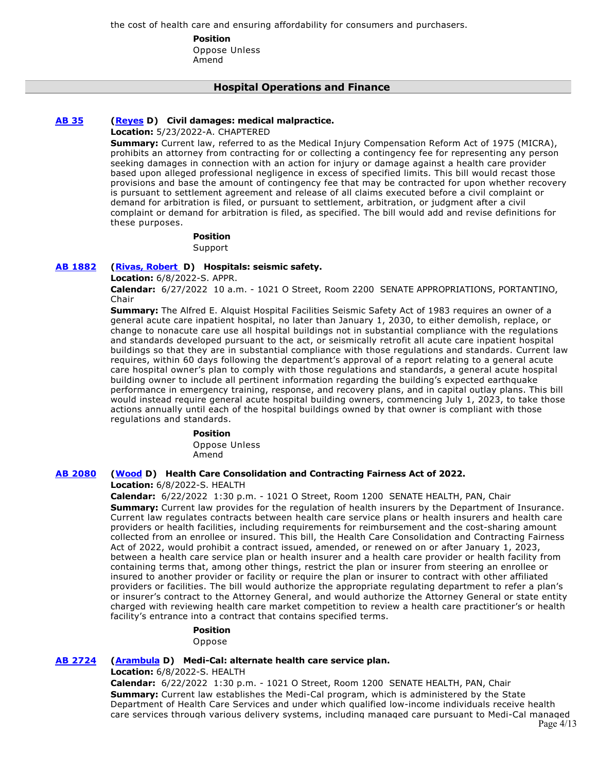the cost of health care and ensuring affordability for consumers and purchasers.

**Position**
Oppose Unless Amend

## Hospital Operations and Finance

**AB 35** **(Reyes D) Civil damages: medical malpractice.**

**Location:** 5/23/2022-A. CHAPTERED

**Summary:** Current law, referred to as the Medical Injury Compensation Reform Act of 1975 (MICRA), prohibits an attorney from contracting for or collecting a contingency fee for representing any person seeking damages in connection with an action for injury or damage against a health care provider based upon alleged professional negligence in excess of specified limits. This bill would recast those provisions and base the amount of contingency fee that may be contracted for upon whether recovery is pursuant to settlement agreement and release of all claims executed before a civil complaint or demand for arbitration is filed, or pursuant to settlement, arbitration, or judgment after a civil complaint or demand for arbitration is filed, as specified. The bill would add and revise definitions for these purposes.

**Position**
Support

**AB 1882** **(Rivas, Robert D) Hospitals: seismic safety.**

**Location:** 6/8/2022-S. APPR.

**Calendar:** 6/27/2022 10 a.m. - 1021 O Street, Room 2200 SENATE APPROPRIATIONS, PORTANTINO, Chair

**Summary:** The Alfred E. Alquist Hospital Facilities Seismic Safety Act of 1983 requires an owner of a general acute care inpatient hospital, no later than January 1, 2030, to either demolish, replace, or change to nonacute care use all hospital buildings not in substantial compliance with the regulations and standards developed pursuant to the act, or seismically retrofit all acute care inpatient hospital buildings so that they are in substantial compliance with those regulations and standards. Current law requires, within 60 days following the department's approval of a report relating to a general acute care hospital owner's plan to comply with those regulations and standards, a general acute hospital building owner to include all pertinent information regarding the building's expected earthquake performance in emergency training, response, and recovery plans, and in capital outlay plans. This bill would instead require general acute hospital building owners, commencing July 1, 2023, to take those actions annually until each of the hospital buildings owned by that owner is compliant with those regulations and standards.

**Position**
Oppose Unless Amend

**AB 2080** **(Wood D) Health Care Consolidation and Contracting Fairness Act of 2022.**

**Location:** 6/8/2022-S. HEALTH

**Calendar:** 6/22/2022 1:30 p.m. - 1021 O Street, Room 1200 SENATE HEALTH, PAN, Chair

**Summary:** Current law provides for the regulation of health insurers by the Department of Insurance. Current law regulates contracts between health care service plans or health insurers and health care providers or health facilities, including requirements for reimbursement and the cost-sharing amount collected from an enrollee or insured. This bill, the Health Care Consolidation and Contracting Fairness Act of 2022, would prohibit a contract issued, amended, or renewed on or after January 1, 2023, between a health care service plan or health insurer and a health care provider or health facility from containing terms that, among other things, restrict the plan or insurer from steering an enrollee or insured to another provider or facility or require the plan or insurer to contract with other affiliated providers or facilities. The bill would authorize the appropriate regulating department to refer a plan's or insurer's contract to the Attorney General, and would authorize the Attorney General or state entity charged with reviewing health care market competition to review a health care practitioner's or health facility's entrance into a contract that contains specified terms.

**Position**
Oppose

**AB 2724** **(Arambula D) Medi-Cal: alternate health care service plan.**

**Location:** 6/8/2022-S. HEALTH

**Calendar:** 6/22/2022 1:30 p.m. - 1021 O Street, Room 1200 SENATE HEALTH, PAN, Chair

**Summary:** Current law establishes the Medi-Cal program, which is administered by the State Department of Health Care Services and under which qualified low-income individuals receive health care services through various delivery systems, including managed care pursuant to Medi-Cal managed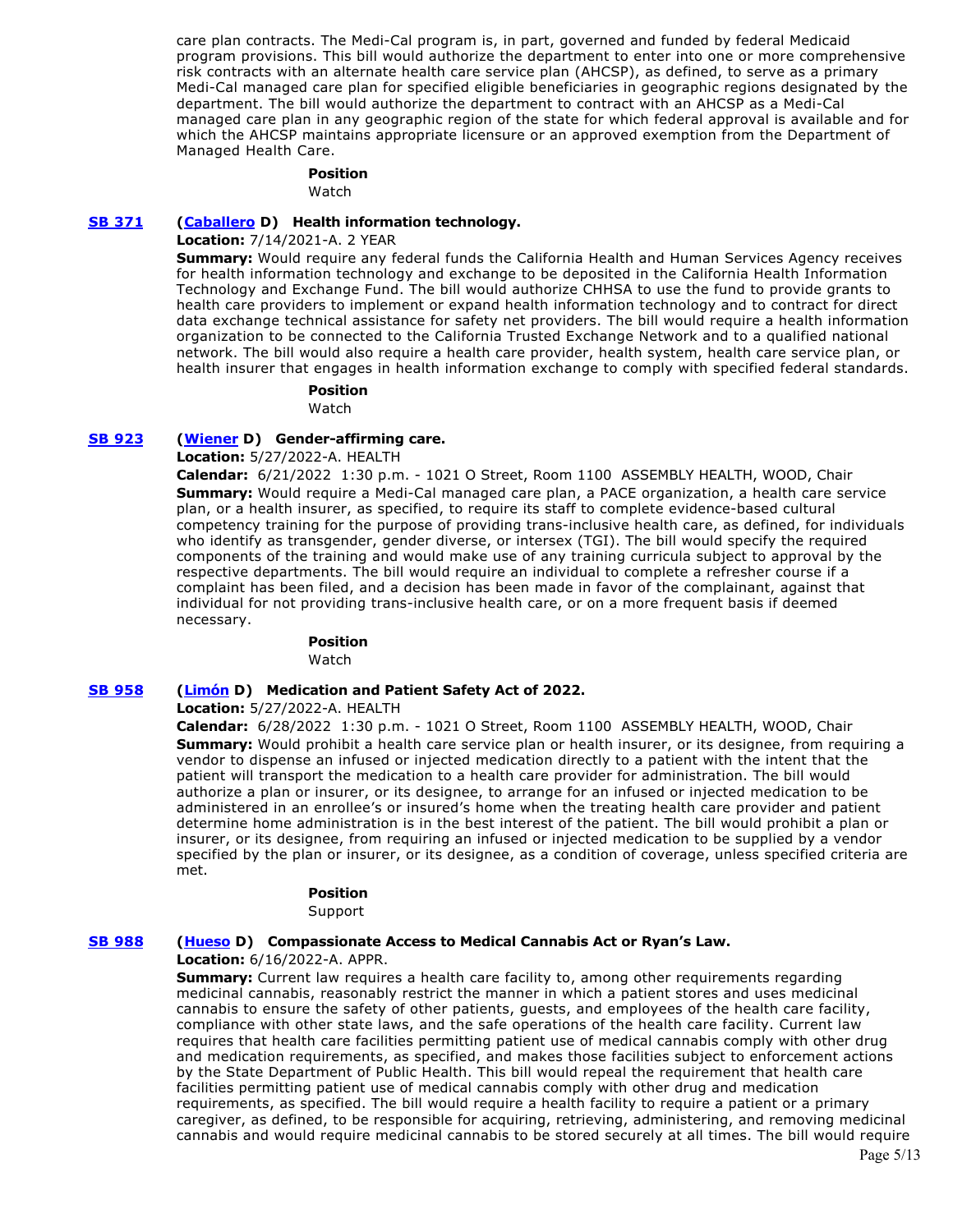care plan contracts. The Medi-Cal program is, in part, governed and funded by federal Medicaid program provisions. This bill would authorize the department to enter into one or more comprehensive risk contracts with an alternate health care service plan (AHCSP), as defined, to serve as a primary Medi-Cal managed care plan for specified eligible beneficiaries in geographic regions designated by the department. The bill would authorize the department to contract with an AHCSP as a Medi-Cal managed care plan in any geographic region of the state for which federal approval is available and for which the AHCSP maintains appropriate licensure or an approved exemption from the Department of Managed Health Care.

**Position**

Watch

**SB 371** **(Caballero D) Health information technology.**

**Location:** 7/14/2021-A. 2 YEAR

**Summary:** Would require any federal funds the California Health and Human Services Agency receives for health information technology and exchange to be deposited in the California Health Information Technology and Exchange Fund. The bill would authorize CHHSA to use the fund to provide grants to health care providers to implement or expand health information technology and to contract for direct data exchange technical assistance for safety net providers. The bill would require a health information organization to be connected to the California Trusted Exchange Network and to a qualified national network. The bill would also require a health care provider, health system, health care service plan, or health insurer that engages in health information exchange to comply with specified federal standards.

**Position**

Watch

**SB 923** **(Wiener D) Gender-affirming care.**

**Location:** 5/27/2022-A. HEALTH

**Calendar:** 6/21/2022 1:30 p.m. - 1021 O Street, Room 1100 ASSEMBLY HEALTH, WOOD, Chair

**Summary:** Would require a Medi-Cal managed care plan, a PACE organization, a health care service plan, or a health insurer, as specified, to require its staff to complete evidence-based cultural competency training for the purpose of providing trans-inclusive health care, as defined, for individuals who identify as transgender, gender diverse, or intersex (TGI). The bill would specify the required components of the training and would make use of any training curricula subject to approval by the respective departments. The bill would require an individual to complete a refresher course if a complaint has been filed, and a decision has been made in favor of the complainant, against that individual for not providing trans-inclusive health care, or on a more frequent basis if deemed necessary.

**Position**

Watch

**SB 958** **(Limón D) Medication and Patient Safety Act of 2022.**

**Location:** 5/27/2022-A. HEALTH

**Calendar:** 6/28/2022 1:30 p.m. - 1021 O Street, Room 1100 ASSEMBLY HEALTH, WOOD, Chair

**Summary:** Would prohibit a health care service plan or health insurer, or its designee, from requiring a vendor to dispense an infused or injected medication directly to a patient with the intent that the patient will transport the medication to a health care provider for administration. The bill would authorize a plan or insurer, or its designee, to arrange for an infused or injected medication to be administered in an enrollee's or insured's home when the treating health care provider and patient determine home administration is in the best interest of the patient. The bill would prohibit a plan or insurer, or its designee, from requiring an infused or injected medication to be supplied by a vendor specified by the plan or insurer, or its designee, as a condition of coverage, unless specified criteria are met.

**Position**

Support

**SB 988** **(Hueso D) Compassionate Access to Medical Cannabis Act or Ryan's Law.**

**Location:** 6/16/2022-A. APPR.

**Summary:** Current law requires a health care facility to, among other requirements regarding medicinal cannabis, reasonably restrict the manner in which a patient stores and uses medicinal cannabis to ensure the safety of other patients, guests, and employees of the health care facility, compliance with other state laws, and the safe operations of the health care facility. Current law requires that health care facilities permitting patient use of medical cannabis comply with other drug and medication requirements, as specified, and makes those facilities subject to enforcement actions by the State Department of Public Health. This bill would repeal the requirement that health care facilities permitting patient use of medical cannabis comply with other drug and medication requirements, as specified. The bill would require a health facility to require a patient or a primary caregiver, as defined, to be responsible for acquiring, retrieving, administering, and removing medicinal cannabis and would require medicinal cannabis to be stored securely at all times. The bill would require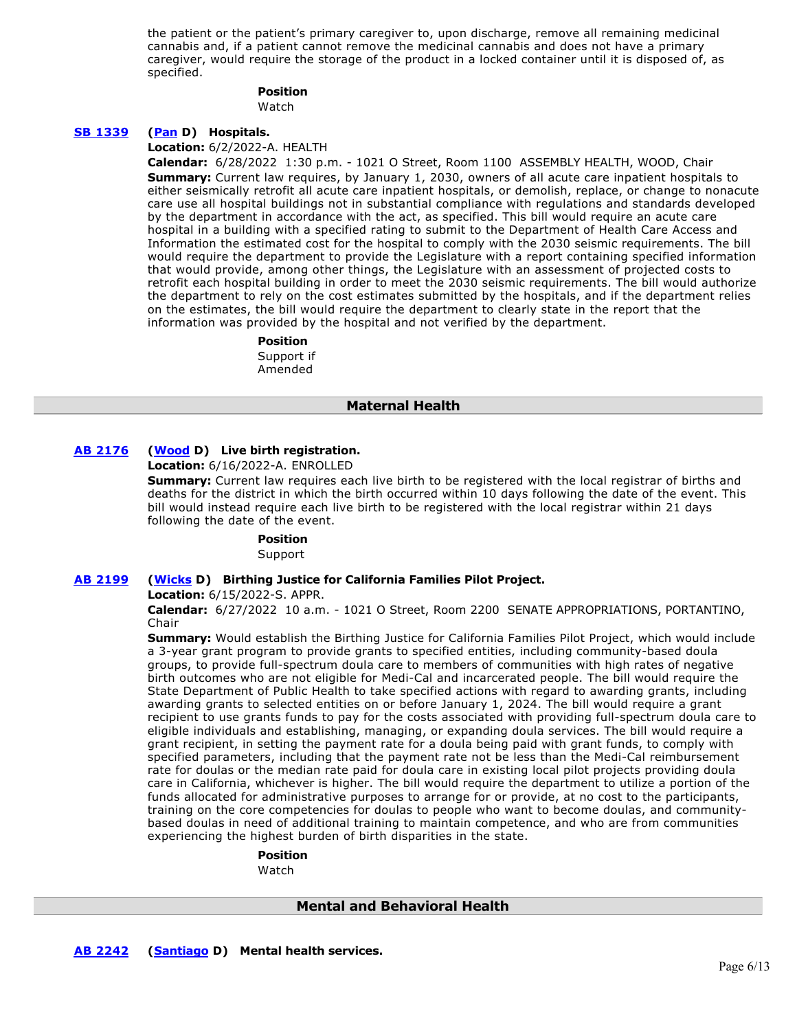the patient or the patient's primary caregiver to, upon discharge, remove all remaining medicinal cannabis and, if a patient cannot remove the medicinal cannabis and does not have a primary caregiver, would require the storage of the product in a locked container until it is disposed of, as specified.

**Position**
Watch

**[SB 1339](#)** **([Pan](#) D) Hospitals.**
**Location:** 6/2/2022-A. HEALTH
**Calendar:** 6/28/2022 1:30 p.m. - 1021 O Street, Room 1100 ASSEMBLY HEALTH, WOOD, Chair
**Summary:** Current law requires, by January 1, 2030, owners of all acute care inpatient hospitals to either seismically retrofit all acute care inpatient hospitals, or demolish, replace, or change to nonacute care use all hospital buildings not in substantial compliance with regulations and standards developed by the department in accordance with the act, as specified. This bill would require an acute care hospital in a building with a specified rating to submit to the Department of Health Care Access and Information the estimated cost for the hospital to comply with the 2030 seismic requirements. The bill would require the department to provide the Legislature with a report containing specified information that would provide, among other things, the Legislature with an assessment of projected costs to retrofit each hospital building in order to meet the 2030 seismic requirements. The bill would authorize the department to rely on the cost estimates submitted by the hospitals, and if the department relies on the estimates, the bill would require the department to clearly state in the report that the information was provided by the hospital and not verified by the department.

**Position**
Support if Amended

## Maternal Health

**[AB 2176](#)** **([Wood](#) D) Live birth registration.**
**Location:** 6/16/2022-A. ENROLLED
**Summary:** Current law requires each live birth to be registered with the local registrar of births and deaths for the district in which the birth occurred within 10 days following the date of the event. This bill would instead require each live birth to be registered with the local registrar within 21 days following the date of the event.

**Position**
Support

**[AB 2199](#)** **([Wicks](#) D) Birthing Justice for California Families Pilot Project.**
**Location:** 6/15/2022-S. APPR.
**Calendar:** 6/27/2022 10 a.m. - 1021 O Street, Room 2200 SENATE APPROPRIATIONS, PORTANTINO, Chair
**Summary:** Would establish the Birthing Justice for California Families Pilot Project, which would include a 3-year grant program to provide grants to specified entities, including community-based doula groups, to provide full-spectrum doula care to members of communities with high rates of negative birth outcomes who are not eligible for Medi-Cal and incarcerated people. The bill would require the State Department of Public Health to take specified actions with regard to awarding grants, including awarding grants to selected entities on or before January 1, 2024. The bill would require a grant recipient to use grants funds to pay for the costs associated with providing full-spectrum doula care to eligible individuals and establishing, managing, or expanding doula services. The bill would require a grant recipient, in setting the payment rate for a doula being paid with grant funds, to comply with specified parameters, including that the payment rate not be less than the Medi-Cal reimbursement rate for doulas or the median rate paid for doula care in existing local pilot projects providing doula care in California, whichever is higher. The bill would require the department to utilize a portion of the funds allocated for administrative purposes to arrange for or provide, at no cost to the participants, training on the core competencies for doulas to people who want to become doulas, and community-based doulas in need of additional training to maintain competence, and who are from communities experiencing the highest burden of birth disparities in the state.

**Position**
Watch

## Mental and Behavioral Health

**[AB 2242](#)** **([Santiago](#) D) Mental health services.**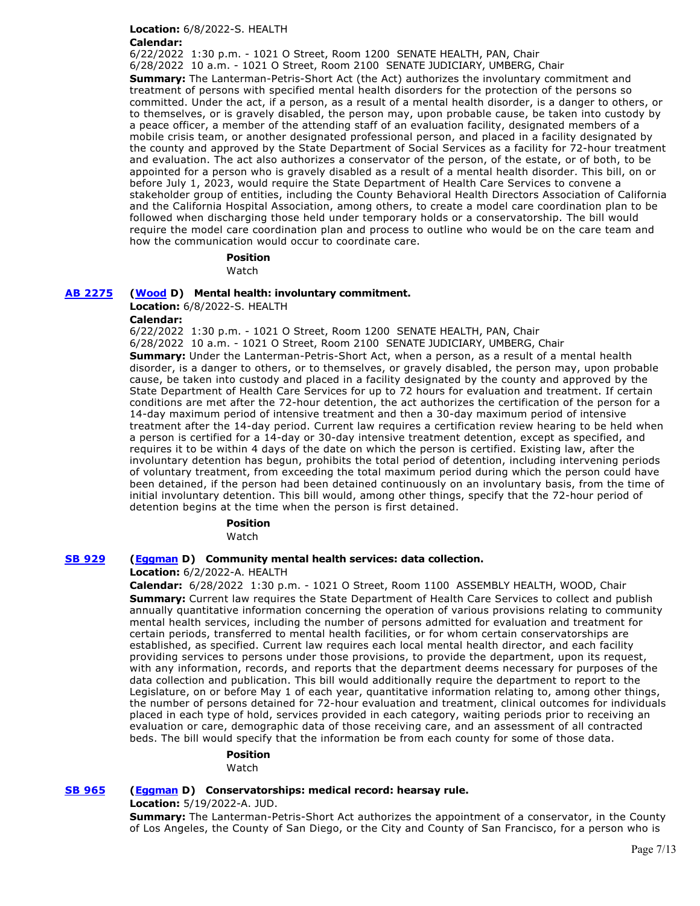**Location:** 6/8/2022-S. HEALTH
**Calendar:**
6/22/2022 1:30 p.m. - 1021 O Street, Room 1200 SENATE HEALTH, PAN, Chair
6/28/2022 10 a.m. - 1021 O Street, Room 2100 SENATE JUDICIARY, UMBERG, Chair

**Summary:** The Lanterman-Petris-Short Act (the Act) authorizes the involuntary commitment and treatment of persons with specified mental health disorders for the protection of the persons so committed. Under the act, if a person, as a result of a mental health disorder, is a danger to others, or to themselves, or is gravely disabled, the person may, upon probable cause, be taken into custody by a peace officer, a member of the attending staff of an evaluation facility, designated members of a mobile crisis team, or another designated professional person, and placed in a facility designated by the county and approved by the State Department of Social Services as a facility for 72-hour treatment and evaluation. The act also authorizes a conservator of the person, of the estate, or of both, to be appointed for a person who is gravely disabled as a result of a mental health disorder. This bill, on or before July 1, 2023, would require the State Department of Health Care Services to convene a stakeholder group of entities, including the County Behavioral Health Directors Association of California and the California Hospital Association, among others, to create a model care coordination plan to be followed when discharging those held under temporary holds or a conservatorship. The bill would require the model care coordination plan and process to outline who would be on the care team and how the communication would occur to coordinate care.

**Position**
Watch

### AB 2275 (Wood D) Mental health: involuntary commitment.

**Location:** 6/8/2022-S. HEALTH
**Calendar:**
6/22/2022 1:30 p.m. - 1021 O Street, Room 1200 SENATE HEALTH, PAN, Chair
6/28/2022 10 a.m. - 1021 O Street, Room 2100 SENATE JUDICIARY, UMBERG, Chair

**Summary:** Under the Lanterman-Petris-Short Act, when a person, as a result of a mental health disorder, is a danger to others, or to themselves, or gravely disabled, the person may, upon probable cause, be taken into custody and placed in a facility designated by the county and approved by the State Department of Health Care Services for up to 72 hours for evaluation and treatment. If certain conditions are met after the 72-hour detention, the act authorizes the certification of the person for a 14-day maximum period of intensive treatment and then a 30-day maximum period of intensive treatment after the 14-day period. Current law requires a certification review hearing to be held when a person is certified for a 14-day or 30-day intensive treatment detention, except as specified, and requires it to be within 4 days of the date on which the person is certified. Existing law, after the involuntary detention has begun, prohibits the total period of detention, including intervening periods of voluntary treatment, from exceeding the total maximum period during which the person could have been detained, if the person had been detained continuously on an involuntary basis, from the time of initial involuntary detention. This bill would, among other things, specify that the 72-hour period of detention begins at the time when the person is first detained.

**Position**
Watch

### SB 929 (Eggman D) Community mental health services: data collection.

**Location:** 6/2/2022-A. HEALTH
**Calendar:** 6/28/2022 1:30 p.m. - 1021 O Street, Room 1100 ASSEMBLY HEALTH, WOOD, Chair

**Summary:** Current law requires the State Department of Health Care Services to collect and publish annually quantitative information concerning the operation of various provisions relating to community mental health services, including the number of persons admitted for evaluation and treatment for certain periods, transferred to mental health facilities, or for whom certain conservatorships are established, as specified. Current law requires each local mental health director, and each facility providing services to persons under those provisions, to provide the department, upon its request, with any information, records, and reports that the department deems necessary for purposes of the data collection and publication. This bill would additionally require the department to report to the Legislature, on or before May 1 of each year, quantitative information relating to, among other things, the number of persons detained for 72-hour evaluation and treatment, clinical outcomes for individuals placed in each type of hold, services provided in each category, waiting periods prior to receiving an evaluation or care, demographic data of those receiving care, and an assessment of all contracted beds. The bill would specify that the information be from each county for some of those data.

**Position**
Watch

### SB 965 (Eggman D) Conservatorships: medical record: hearsay rule.

**Location:** 5/19/2022-A. JUD.

**Summary:** The Lanterman-Petris-Short Act authorizes the appointment of a conservator, in the County of Los Angeles, the County of San Diego, or the City and County of San Francisco, for a person who is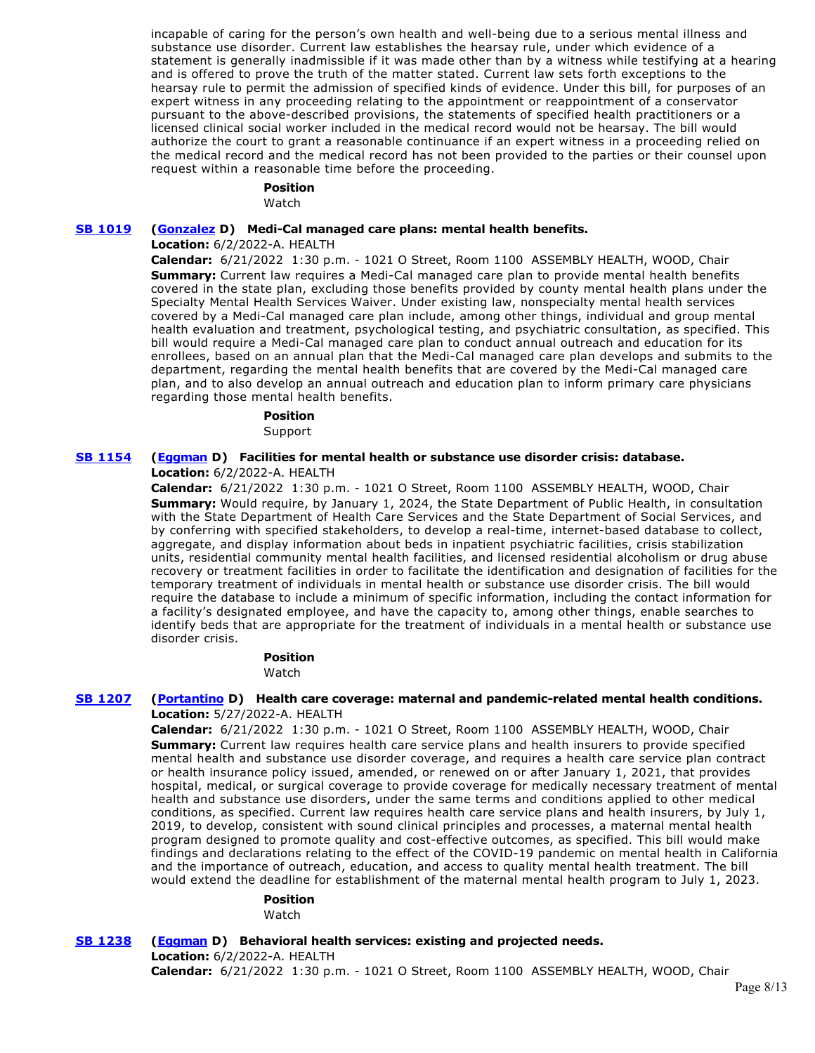incapable of caring for the person's own health and well-being due to a serious mental illness and substance use disorder. Current law establishes the hearsay rule, under which evidence of a statement is generally inadmissible if it was made other than by a witness while testifying at a hearing and is offered to prove the truth of the matter stated. Current law sets forth exceptions to the hearsay rule to permit the admission of specified kinds of evidence. Under this bill, for purposes of an expert witness in any proceeding relating to the appointment or reappointment of a conservator pursuant to the above-described provisions, the statements of specified health practitioners or a licensed clinical social worker included in the medical record would not be hearsay. The bill would authorize the court to grant a reasonable continuance if an expert witness in a proceeding relied on the medical record and the medical record has not been provided to the parties or their counsel upon request within a reasonable time before the proceeding.

**Position**
Watch

**SB 1019** **(Gonzalez D) Medi-Cal managed care plans: mental health benefits.**
**Location:** 6/2/2022-A. HEALTH
**Calendar:** 6/21/2022 1:30 p.m. - 1021 O Street, Room 1100 ASSEMBLY HEALTH, WOOD, Chair
**Summary:** Current law requires a Medi-Cal managed care plan to provide mental health benefits covered in the state plan, excluding those benefits provided by county mental health plans under the Specialty Mental Health Services Waiver. Under existing law, nonspecialty mental health services covered by a Medi-Cal managed care plan include, among other things, individual and group mental health evaluation and treatment, psychological testing, and psychiatric consultation, as specified. This bill would require a Medi-Cal managed care plan to conduct annual outreach and education for its enrollees, based on an annual plan that the Medi-Cal managed care plan develops and submits to the department, regarding the mental health benefits that are covered by the Medi-Cal managed care plan, and to also develop an annual outreach and education plan to inform primary care physicians regarding those mental health benefits.

**Position**
Support

**SB 1154** **(Eggman D) Facilities for mental health or substance use disorder crisis: database.**
**Location:** 6/2/2022-A. HEALTH
**Calendar:** 6/21/2022 1:30 p.m. - 1021 O Street, Room 1100 ASSEMBLY HEALTH, WOOD, Chair
**Summary:** Would require, by January 1, 2024, the State Department of Public Health, in consultation with the State Department of Health Care Services and the State Department of Social Services, and by conferring with specified stakeholders, to develop a real-time, internet-based database to collect, aggregate, and display information about beds in inpatient psychiatric facilities, crisis stabilization units, residential community mental health facilities, and licensed residential alcoholism or drug abuse recovery or treatment facilities in order to facilitate the identification and designation of facilities for the temporary treatment of individuals in mental health or substance use disorder crisis. The bill would require the database to include a minimum of specific information, including the contact information for a facility's designated employee, and have the capacity to, among other things, enable searches to identify beds that are appropriate for the treatment of individuals in a mental health or substance use disorder crisis.

**Position**
Watch

**SB 1207** **(Portantino D) Health care coverage: maternal and pandemic-related mental health conditions.**
**Location:** 5/27/2022-A. HEALTH
**Calendar:** 6/21/2022 1:30 p.m. - 1021 O Street, Room 1100 ASSEMBLY HEALTH, WOOD, Chair
**Summary:** Current law requires health care service plans and health insurers to provide specified mental health and substance use disorder coverage, and requires a health care service plan contract or health insurance policy issued, amended, or renewed on or after January 1, 2021, that provides hospital, medical, or surgical coverage to provide coverage for medically necessary treatment of mental health and substance use disorders, under the same terms and conditions applied to other medical conditions, as specified. Current law requires health care service plans and health insurers, by July 1, 2019, to develop, consistent with sound clinical principles and processes, a maternal mental health program designed to promote quality and cost-effective outcomes, as specified. This bill would make findings and declarations relating to the effect of the COVID-19 pandemic on mental health in California and the importance of outreach, education, and access to quality mental health treatment. The bill would extend the deadline for establishment of the maternal mental health program to July 1, 2023.

**Position**
Watch

**SB 1238** **(Eggman D) Behavioral health services: existing and projected needs.**
**Location:** 6/2/2022-A. HEALTH
**Calendar:** 6/21/2022 1:30 p.m. - 1021 O Street, Room 1100 ASSEMBLY HEALTH, WOOD, Chair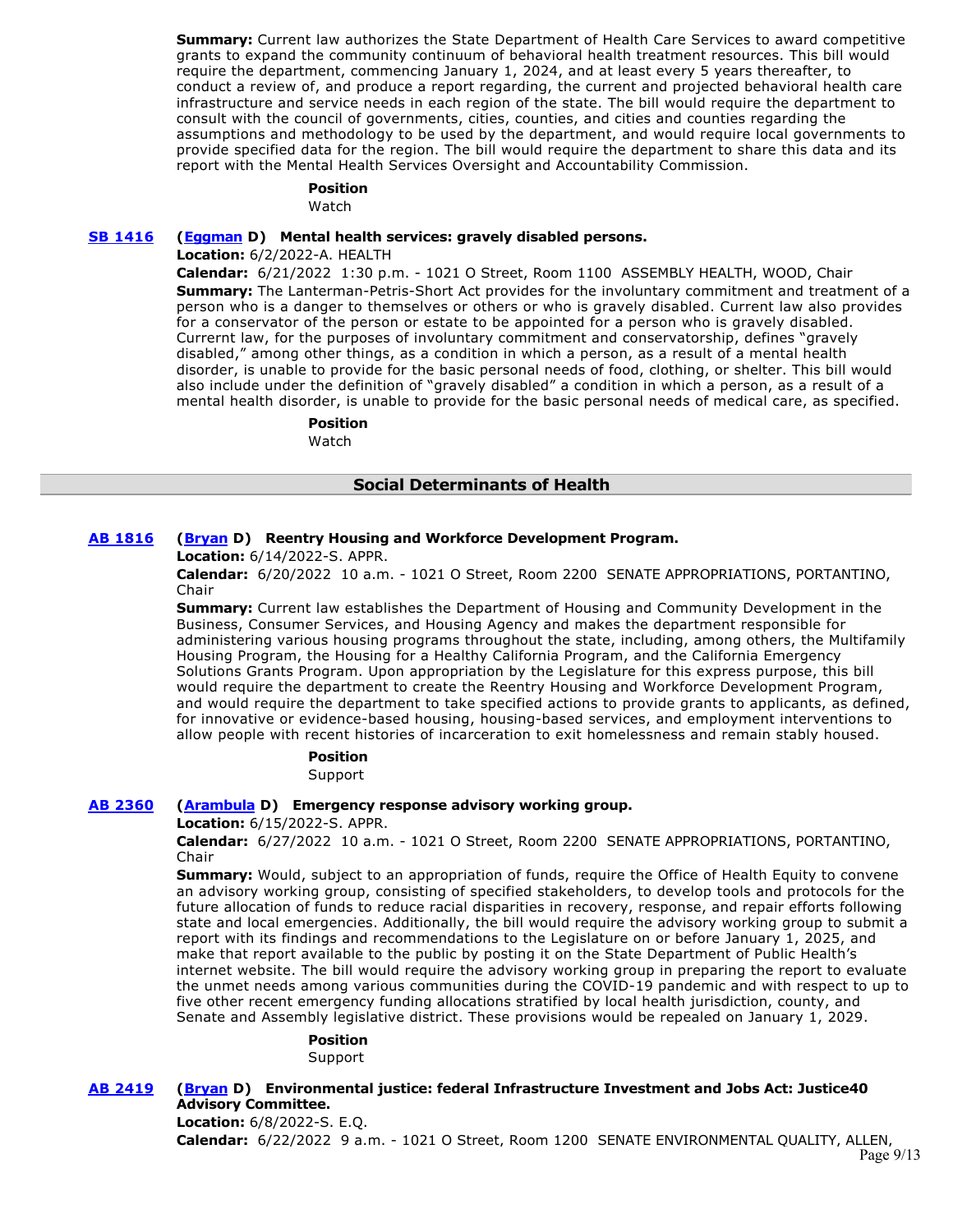**Summary:** Current law authorizes the State Department of Health Care Services to award competitive grants to expand the community continuum of behavioral health treatment resources. This bill would require the department, commencing January 1, 2024, and at least every 5 years thereafter, to conduct a review of, and produce a report regarding, the current and projected behavioral health care infrastructure and service needs in each region of the state. The bill would require the department to consult with the council of governments, cities, counties, and cities and counties regarding the assumptions and methodology to be used by the department, and would require local governments to provide specified data for the region. The bill would require the department to share this data and its report with the Mental Health Services Oversight and Accountability Commission.

**Position**
Watch

**SB 1416** **(Eggman D) Mental health services: gravely disabled persons.**

**Location:** 6/2/2022-A. HEALTH

**Calendar:** 6/21/2022 1:30 p.m. - 1021 O Street, Room 1100 ASSEMBLY HEALTH, WOOD, Chair

**Summary:** The Lanterman-Petris-Short Act provides for the involuntary commitment and treatment of a person who is a danger to themselves or others or who is gravely disabled. Current law also provides for a conservator of the person or estate to be appointed for a person who is gravely disabled. Currernt law, for the purposes of involuntary commitment and conservatorship, defines "gravely disabled," among other things, as a condition in which a person, as a result of a mental health disorder, is unable to provide for the basic personal needs of food, clothing, or shelter. This bill would also include under the definition of "gravely disabled" a condition in which a person, as a result of a mental health disorder, is unable to provide for the basic personal needs of medical care, as specified.

**Position**
Watch

## Social Determinants of Health

**AB 1816** **(Bryan D) Reentry Housing and Workforce Development Program.**

**Location:** 6/14/2022-S. APPR.

**Calendar:** 6/20/2022 10 a.m. - 1021 O Street, Room 2200 SENATE APPROPRIATIONS, PORTANTINO, Chair

**Summary:** Current law establishes the Department of Housing and Community Development in the Business, Consumer Services, and Housing Agency and makes the department responsible for administering various housing programs throughout the state, including, among others, the Multifamily Housing Program, the Housing for a Healthy California Program, and the California Emergency Solutions Grants Program. Upon appropriation by the Legislature for this express purpose, this bill would require the department to create the Reentry Housing and Workforce Development Program, and would require the department to take specified actions to provide grants to applicants, as defined, for innovative or evidence-based housing, housing-based services, and employment interventions to allow people with recent histories of incarceration to exit homelessness and remain stably housed.

**Position**
Support

**AB 2360** **(Arambula D) Emergency response advisory working group.**

**Location:** 6/15/2022-S. APPR.

**Calendar:** 6/27/2022 10 a.m. - 1021 O Street, Room 2200 SENATE APPROPRIATIONS, PORTANTINO, Chair

**Summary:** Would, subject to an appropriation of funds, require the Office of Health Equity to convene an advisory working group, consisting of specified stakeholders, to develop tools and protocols for the future allocation of funds to reduce racial disparities in recovery, response, and repair efforts following state and local emergencies. Additionally, the bill would require the advisory working group to submit a report with its findings and recommendations to the Legislature on or before January 1, 2025, and make that report available to the public by posting it on the State Department of Public Health's internet website. The bill would require the advisory working group in preparing the report to evaluate the unmet needs among various communities during the COVID-19 pandemic and with respect to up to five other recent emergency funding allocations stratified by local health jurisdiction, county, and Senate and Assembly legislative district. These provisions would be repealed on January 1, 2029.

**Position**
Support

**AB 2419** **(Bryan D) Environmental justice: federal Infrastructure Investment and Jobs Act: Justice40 Advisory Committee.**

**Location:** 6/8/2022-S. E.Q.

**Calendar:** 6/22/2022 9 a.m. - 1021 O Street, Room 1200 SENATE ENVIRONMENTAL QUALITY, ALLEN,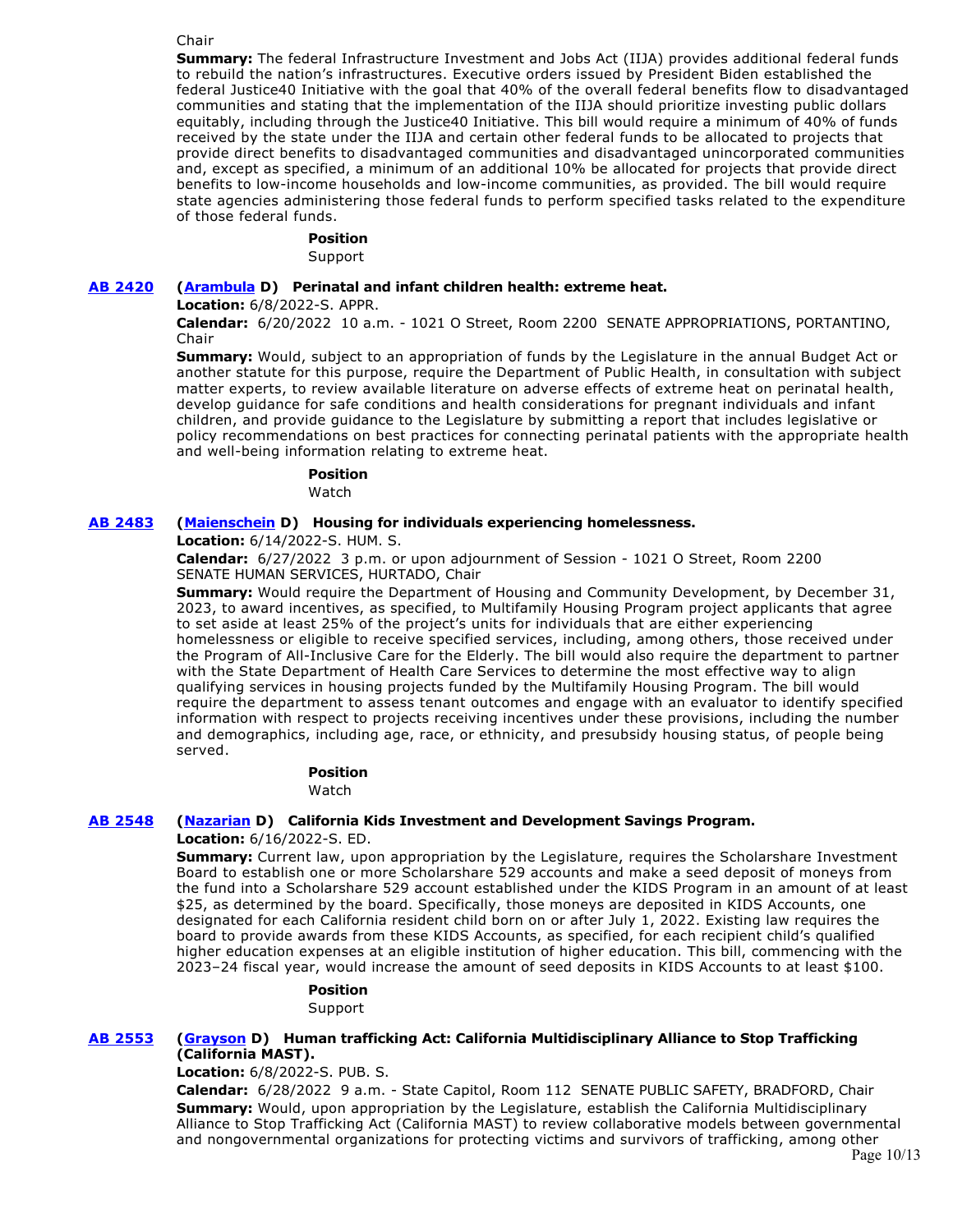Chair

**Summary:** The federal Infrastructure Investment and Jobs Act (IIJA) provides additional federal funds to rebuild the nation's infrastructures. Executive orders issued by President Biden established the federal Justice40 Initiative with the goal that 40% of the overall federal benefits flow to disadvantaged communities and stating that the implementation of the IIJA should prioritize investing public dollars equitably, including through the Justice40 Initiative. This bill would require a minimum of 40% of funds received by the state under the IIJA and certain other federal funds to be allocated to projects that provide direct benefits to disadvantaged communities and disadvantaged unincorporated communities and, except as specified, a minimum of an additional 10% be allocated for projects that provide direct benefits to low-income households and low-income communities, as provided. The bill would require state agencies administering those federal funds to perform specified tasks related to the expenditure of those federal funds.

**Position**

Support

**AB 2420** **(Arambula D) Perinatal and infant children health: extreme heat.**

**Location:** 6/8/2022-S. APPR.

**Calendar:** 6/20/2022 10 a.m. - 1021 O Street, Room 2200 SENATE APPROPRIATIONS, PORTANTINO, Chair

**Summary:** Would, subject to an appropriation of funds by the Legislature in the annual Budget Act or another statute for this purpose, require the Department of Public Health, in consultation with subject matter experts, to review available literature on adverse effects of extreme heat on perinatal health, develop guidance for safe conditions and health considerations for pregnant individuals and infant children, and provide guidance to the Legislature by submitting a report that includes legislative or policy recommendations on best practices for connecting perinatal patients with the appropriate health and well-being information relating to extreme heat.

**Position**

Watch

**AB 2483** **(Maienschein D) Housing for individuals experiencing homelessness.**

**Location:** 6/14/2022-S. HUM. S.

**Calendar:** 6/27/2022 3 p.m. or upon adjournment of Session - 1021 O Street, Room 2200 SENATE HUMAN SERVICES, HURTADO, Chair

**Summary:** Would require the Department of Housing and Community Development, by December 31, 2023, to award incentives, as specified, to Multifamily Housing Program project applicants that agree to set aside at least 25% of the project's units for individuals that are either experiencing homelessness or eligible to receive specified services, including, among others, those received under the Program of All-Inclusive Care for the Elderly. The bill would also require the department to partner with the State Department of Health Care Services to determine the most effective way to align qualifying services in housing projects funded by the Multifamily Housing Program. The bill would require the department to assess tenant outcomes and engage with an evaluator to identify specified information with respect to projects receiving incentives under these provisions, including the number and demographics, including age, race, or ethnicity, and presubsidy housing status, of people being served.

**Position**

Watch

**AB 2548** **(Nazarian D) California Kids Investment and Development Savings Program.**

**Location:** 6/16/2022-S. ED.

**Summary:** Current law, upon appropriation by the Legislature, requires the Scholarshare Investment Board to establish one or more Scholarshare 529 accounts and make a seed deposit of moneys from the fund into a Scholarshare 529 account established under the KIDS Program in an amount of at least $25, as determined by the board. Specifically, those moneys are deposited in KIDS Accounts, one designated for each California resident child born on or after July 1, 2022. Existing law requires the board to provide awards from these KIDS Accounts, as specified, for each recipient child's qualified higher education expenses at an eligible institution of higher education. This bill, commencing with the 2023–24 fiscal year, would increase the amount of seed deposits in KIDS Accounts to at least $100.

**Position**

Support

**AB 2553** **(Grayson D) Human trafficking Act: California Multidisciplinary Alliance to Stop Trafficking (California MAST).**

**Location:** 6/8/2022-S. PUB. S.

**Calendar:** 6/28/2022 9 a.m. - State Capitol, Room 112 SENATE PUBLIC SAFETY, BRADFORD, Chair

**Summary:** Would, upon appropriation by the Legislature, establish the California Multidisciplinary Alliance to Stop Trafficking Act (California MAST) to review collaborative models between governmental and nongovernmental organizations for protecting victims and survivors of trafficking, among other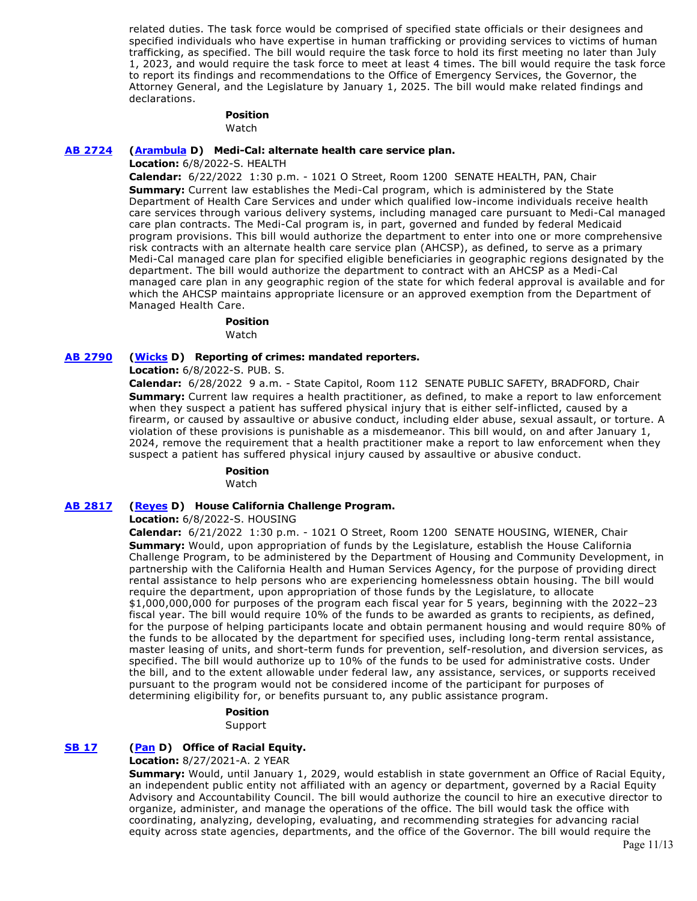related duties. The task force would be comprised of specified state officials or their designees and specified individuals who have expertise in human trafficking or providing services to victims of human trafficking, as specified. The bill would require the task force to hold its first meeting no later than July 1, 2023, and would require the task force to meet at least 4 times. The bill would require the task force to report its findings and recommendations to the Office of Emergency Services, the Governor, the Attorney General, and the Legislature by January 1, 2025. The bill would make related findings and declarations.

**Position**
Watch

**AB 2724** **(Arambula D) Medi-Cal: alternate health care service plan.**

**Location:** 6/8/2022-S. HEALTH

**Calendar:** 6/22/2022 1:30 p.m. - 1021 O Street, Room 1200 SENATE HEALTH, PAN, Chair

**Summary:** Current law establishes the Medi-Cal program, which is administered by the State Department of Health Care Services and under which qualified low-income individuals receive health care services through various delivery systems, including managed care pursuant to Medi-Cal managed care plan contracts. The Medi-Cal program is, in part, governed and funded by federal Medicaid program provisions. This bill would authorize the department to enter into one or more comprehensive risk contracts with an alternate health care service plan (AHCSP), as defined, to serve as a primary Medi-Cal managed care plan for specified eligible beneficiaries in geographic regions designated by the department. The bill would authorize the department to contract with an AHCSP as a Medi-Cal managed care plan in any geographic region of the state for which federal approval is available and for which the AHCSP maintains appropriate licensure or an approved exemption from the Department of Managed Health Care.

**Position**
Watch

**AB 2790** **(Wicks D) Reporting of crimes: mandated reporters.**

**Location:** 6/8/2022-S. PUB. S.

**Calendar:** 6/28/2022 9 a.m. - State Capitol, Room 112 SENATE PUBLIC SAFETY, BRADFORD, Chair

**Summary:** Current law requires a health practitioner, as defined, to make a report to law enforcement when they suspect a patient has suffered physical injury that is either self-inflicted, caused by a firearm, or caused by assaultive or abusive conduct, including elder abuse, sexual assault, or torture. A violation of these provisions is punishable as a misdemeanor. This bill would, on and after January 1, 2024, remove the requirement that a health practitioner make a report to law enforcement when they suspect a patient has suffered physical injury caused by assaultive or abusive conduct.

**Position**
Watch

**AB 2817** **(Reyes D) House California Challenge Program.**

**Location:** 6/8/2022-S. HOUSING

**Calendar:** 6/21/2022 1:30 p.m. - 1021 O Street, Room 1200 SENATE HOUSING, WIENER, Chair

**Summary:** Would, upon appropriation of funds by the Legislature, establish the House California Challenge Program, to be administered by the Department of Housing and Community Development, in partnership with the California Health and Human Services Agency, for the purpose of providing direct rental assistance to help persons who are experiencing homelessness obtain housing. The bill would require the department, upon appropriation of those funds by the Legislature, to allocate $1,000,000,000 for purposes of the program each fiscal year for 5 years, beginning with the 2022–23 fiscal year. The bill would require 10% of the funds to be awarded as grants to recipients, as defined, for the purpose of helping participants locate and obtain permanent housing and would require 80% of the funds to be allocated by the department for specified uses, including long-term rental assistance, master leasing of units, and short-term funds for prevention, self-resolution, and diversion services, as specified. The bill would authorize up to 10% of the funds to be used for administrative costs. Under the bill, and to the extent allowable under federal law, any assistance, services, or supports received pursuant to the program would not be considered income of the participant for purposes of determining eligibility for, or benefits pursuant to, any public assistance program.

**Position**
Support

**SB 17** **(Pan D) Office of Racial Equity.**

**Location:** 8/27/2021-A. 2 YEAR

**Summary:** Would, until January 1, 2029, would establish in state government an Office of Racial Equity, an independent public entity not affiliated with an agency or department, governed by a Racial Equity Advisory and Accountability Council. The bill would authorize the council to hire an executive director to organize, administer, and manage the operations of the office. The bill would task the office with coordinating, analyzing, developing, evaluating, and recommending strategies for advancing racial equity across state agencies, departments, and the office of the Governor. The bill would require the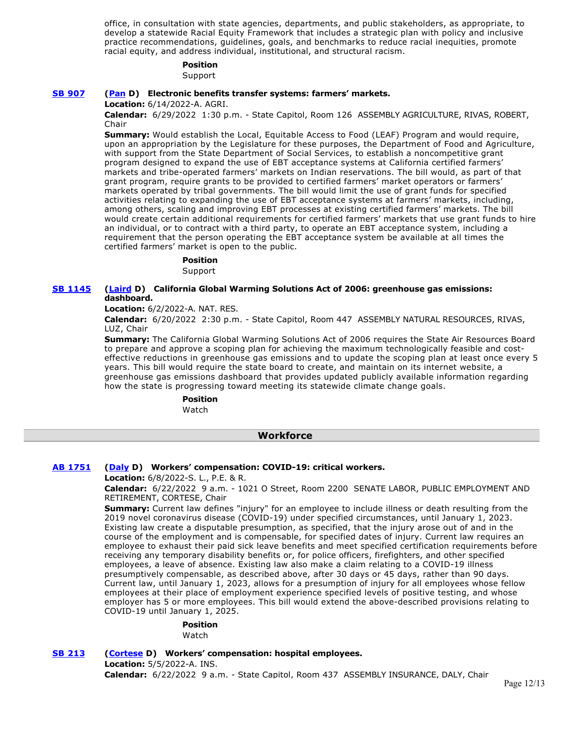office, in consultation with state agencies, departments, and public stakeholders, as appropriate, to develop a statewide Racial Equity Framework that includes a strategic plan with policy and inclusive practice recommendations, guidelines, goals, and benchmarks to reduce racial inequities, promote racial equity, and address individual, institutional, and structural racism.

**Position**
Support

**SB 907** **(Pan D) Electronic benefits transfer systems: farmers' markets.**

**Location:** 6/14/2022-A. AGRI.

**Calendar:** 6/29/2022 1:30 p.m. - State Capitol, Room 126 ASSEMBLY AGRICULTURE, RIVAS, ROBERT, Chair

**Summary:** Would establish the Local, Equitable Access to Food (LEAF) Program and would require, upon an appropriation by the Legislature for these purposes, the Department of Food and Agriculture, with support from the State Department of Social Services, to establish a noncompetitive grant program designed to expand the use of EBT acceptance systems at California certified farmers' markets and tribe-operated farmers' markets on Indian reservations. The bill would, as part of that grant program, require grants to be provided to certified farmers' market operators or farmers' markets operated by tribal governments. The bill would limit the use of grant funds for specified activities relating to expanding the use of EBT acceptance systems at farmers' markets, including, among others, scaling and improving EBT processes at existing certified farmers' markets. The bill would create certain additional requirements for certified farmers' markets that use grant funds to hire an individual, or to contract with a third party, to operate an EBT acceptance system, including a requirement that the person operating the EBT acceptance system be available at all times the certified farmers' market is open to the public.

**Position**
Support

**SB 1145** **(Laird D) California Global Warming Solutions Act of 2006: greenhouse gas emissions: dashboard.**

**Location:** 6/2/2022-A. NAT. RES.

**Calendar:** 6/20/2022 2:30 p.m. - State Capitol, Room 447 ASSEMBLY NATURAL RESOURCES, RIVAS, LUZ, Chair

**Summary:** The California Global Warming Solutions Act of 2006 requires the State Air Resources Board to prepare and approve a scoping plan for achieving the maximum technologically feasible and cost-effective reductions in greenhouse gas emissions and to update the scoping plan at least once every 5 years. This bill would require the state board to create, and maintain on its internet website, a greenhouse gas emissions dashboard that provides updated publicly available information regarding how the state is progressing toward meeting its statewide climate change goals.

**Position**
Watch

## Workforce

**AB 1751** **(Daly D) Workers' compensation: COVID-19: critical workers.**

**Location:** 6/8/2022-S. L., P.E. & R.

**Calendar:** 6/22/2022 9 a.m. - 1021 O Street, Room 2200 SENATE LABOR, PUBLIC EMPLOYMENT AND RETIREMENT, CORTESE, Chair

**Summary:** Current law defines "injury" for an employee to include illness or death resulting from the 2019 novel coronavirus disease (COVID-19) under specified circumstances, until January 1, 2023. Existing law create a disputable presumption, as specified, that the injury arose out of and in the course of the employment and is compensable, for specified dates of injury. Current law requires an employee to exhaust their paid sick leave benefits and meet specified certification requirements before receiving any temporary disability benefits or, for police officers, firefighters, and other specified employees, a leave of absence. Existing law also make a claim relating to a COVID-19 illness presumptively compensable, as described above, after 30 days or 45 days, rather than 90 days. Current law, until January 1, 2023, allows for a presumption of injury for all employees whose fellow employees at their place of employment experience specified levels of positive testing, and whose employer has 5 or more employees. This bill would extend the above-described provisions relating to COVID-19 until January 1, 2025.

**Position**
Watch

**SB 213** **(Cortese D) Workers' compensation: hospital employees.**

**Location:** 5/5/2022-A. INS.

**Calendar:** 6/22/2022 9 a.m. - State Capitol, Room 437 ASSEMBLY INSURANCE, DALY, Chair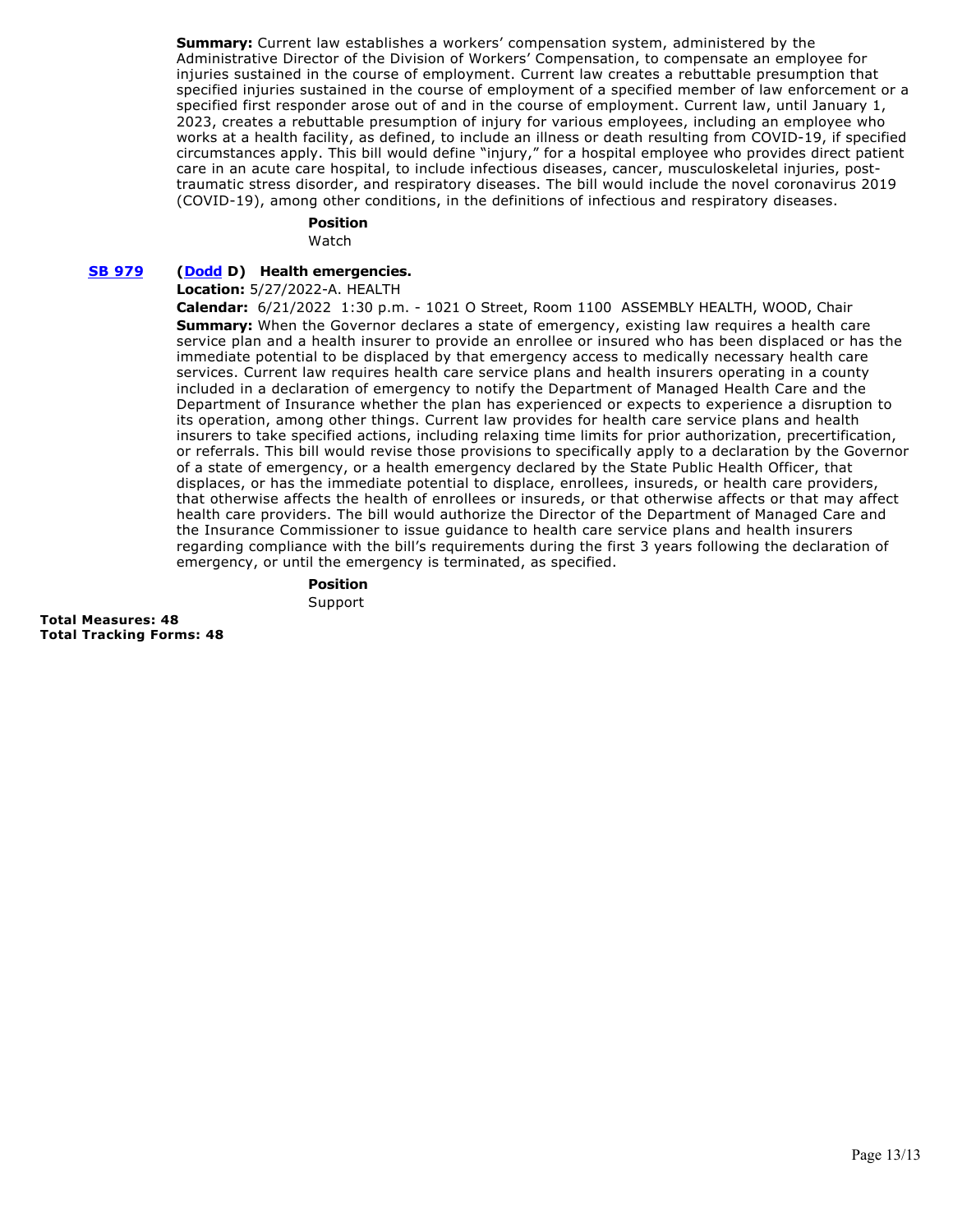**Summary:** Current law establishes a workers' compensation system, administered by the Administrative Director of the Division of Workers' Compensation, to compensate an employee for injuries sustained in the course of employment. Current law creates a rebuttable presumption that specified injuries sustained in the course of employment of a specified member of law enforcement or a specified first responder arose out of and in the course of employment. Current law, until January 1, 2023, creates a rebuttable presumption of injury for various employees, including an employee who works at a health facility, as defined, to include an illness or death resulting from COVID-19, if specified circumstances apply. This bill would define "injury," for a hospital employee who provides direct patient care in an acute care hospital, to include infectious diseases, cancer, musculoskeletal injuries, post-traumatic stress disorder, and respiratory diseases. The bill would include the novel coronavirus 2019 (COVID-19), among other conditions, in the definitions of infectious and respiratory diseases.

**Position**
Watch

**SB 979** **(Dodd D) Health emergencies.**

**Location:** 5/27/2022-A. HEALTH

**Calendar:** 6/21/2022 1:30 p.m. - 1021 O Street, Room 1100 ASSEMBLY HEALTH, WOOD, Chair

**Summary:** When the Governor declares a state of emergency, existing law requires a health care service plan and a health insurer to provide an enrollee or insured who has been displaced or has the immediate potential to be displaced by that emergency access to medically necessary health care services. Current law requires health care service plans and health insurers operating in a county included in a declaration of emergency to notify the Department of Managed Health Care and the Department of Insurance whether the plan has experienced or expects to experience a disruption to its operation, among other things. Current law provides for health care service plans and health insurers to take specified actions, including relaxing time limits for prior authorization, precertification, or referrals. This bill would revise those provisions to specifically apply to a declaration by the Governor of a state of emergency, or a health emergency declared by the State Public Health Officer, that displaces, or has the immediate potential to displace, enrollees, insureds, or health care providers, that otherwise affects the health of enrollees or insureds, or that otherwise affects or that may affect health care providers. The bill would authorize the Director of the Department of Managed Care and the Insurance Commissioner to issue guidance to health care service plans and health insurers regarding compliance with the bill's requirements during the first 3 years following the declaration of emergency, or until the emergency is terminated, as specified.

**Position**
Support

**Total Measures: 48**
**Total Tracking Forms: 48**